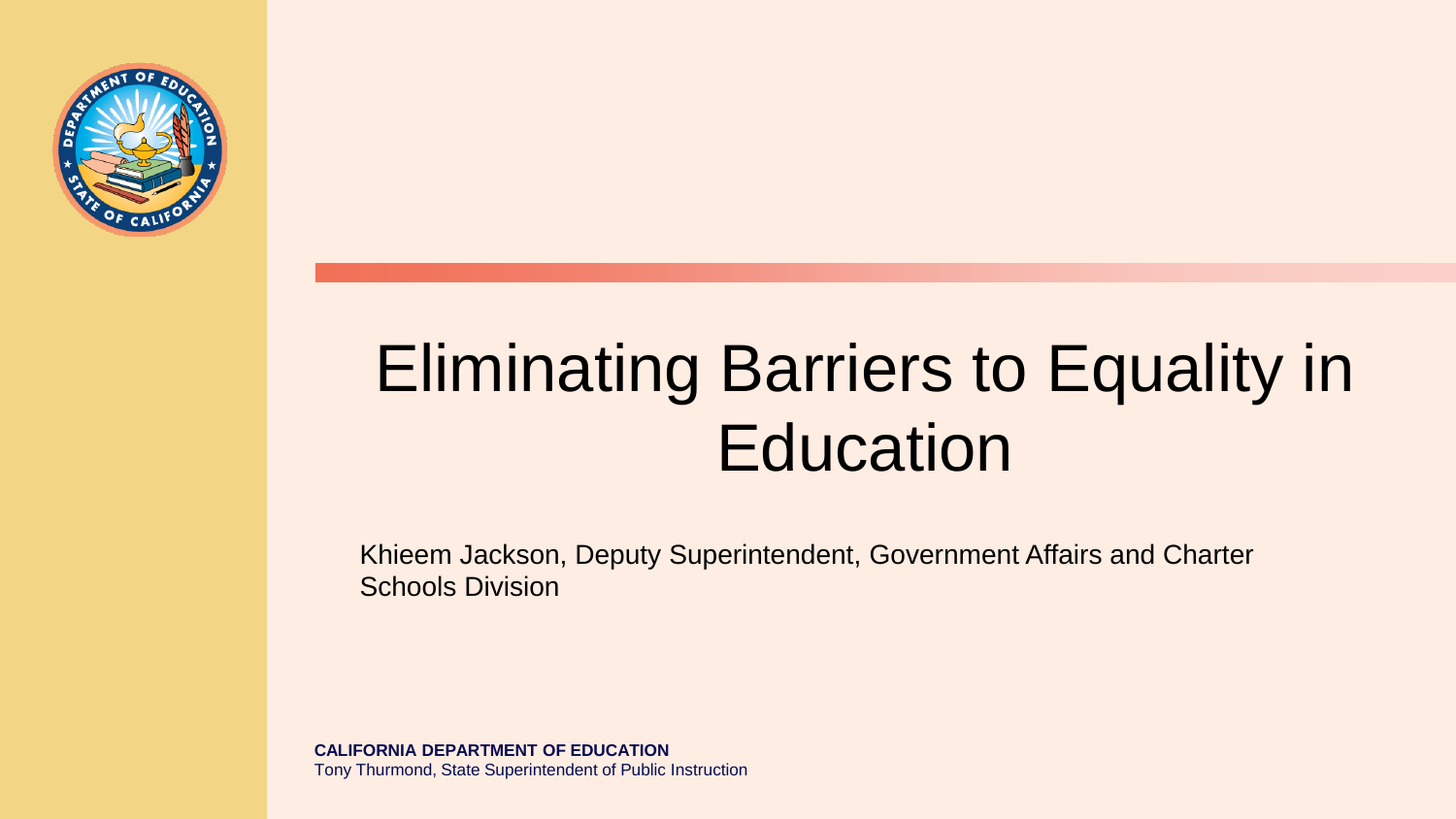# Eliminating Barriers to Equality in Education

Khieem Jackson, Deputy Superintendent, Government Affairs and Charter Schools Division

**CALIFORNIA DEPARTMENT OF EDUCATION**
Tony Thurmond, State Superintendent of Public Instruction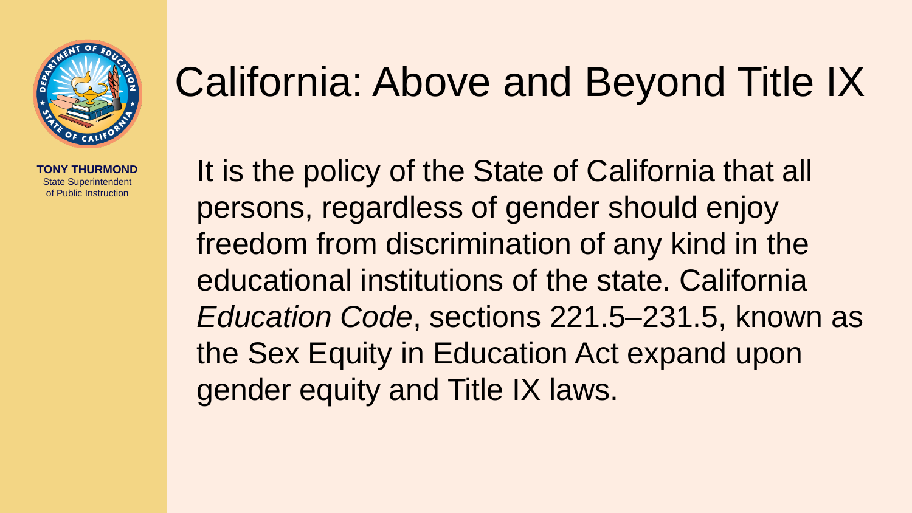# California: Above and Beyond Title IX

It is the policy of the State of California that all persons, regardless of gender should enjoy freedom from discrimination of any kind in the educational institutions of the state. California *Education Code*, sections 221.5–231.5, known as the Sex Equity in Education Act expand upon gender equity and Title IX laws.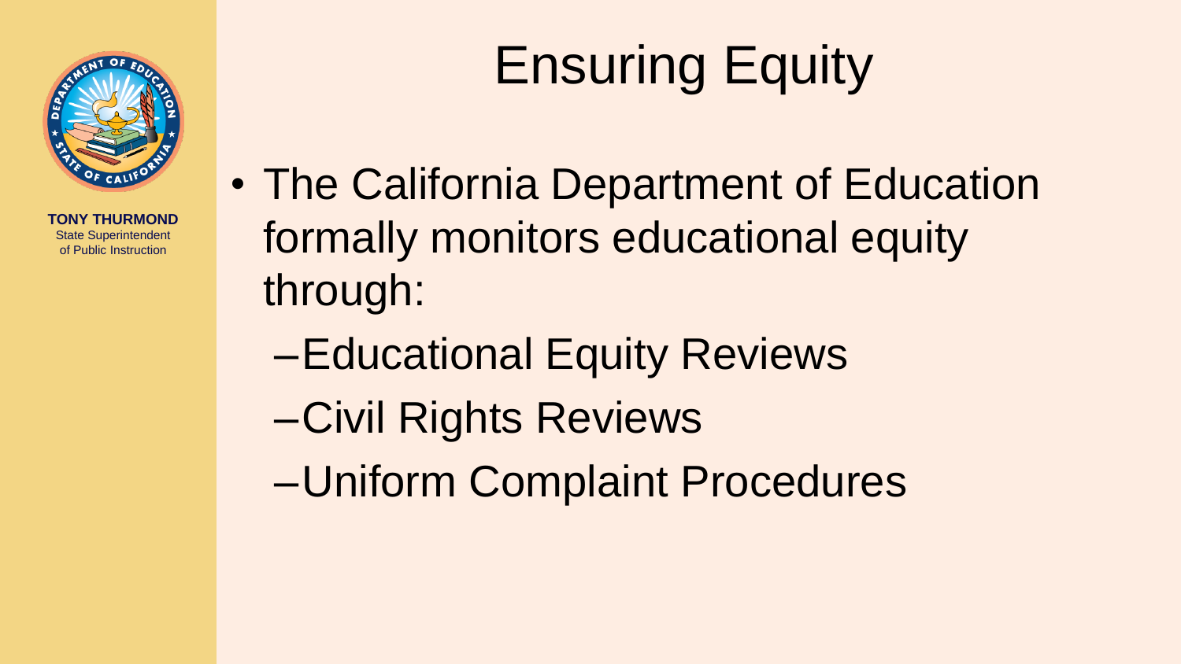# Ensuring Equity

- The California Department of Education formally monitors educational equity through:
  - Educational Equity Reviews
  - Civil Rights Reviews
  - Uniform Complaint Procedures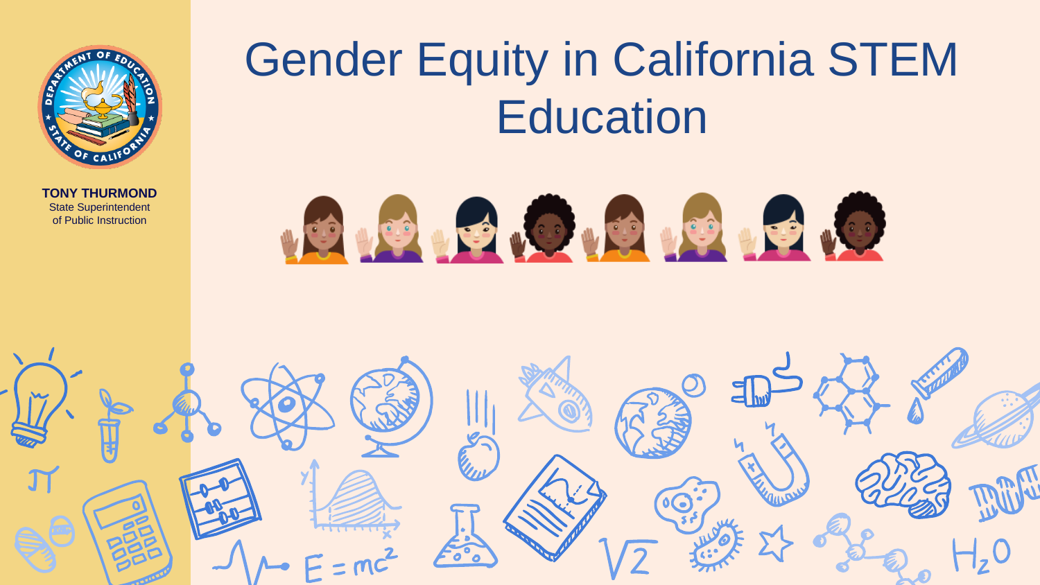# Gender Equity in California STEM Education

**TONY THURMOND**
State Superintendent
of Public Instruction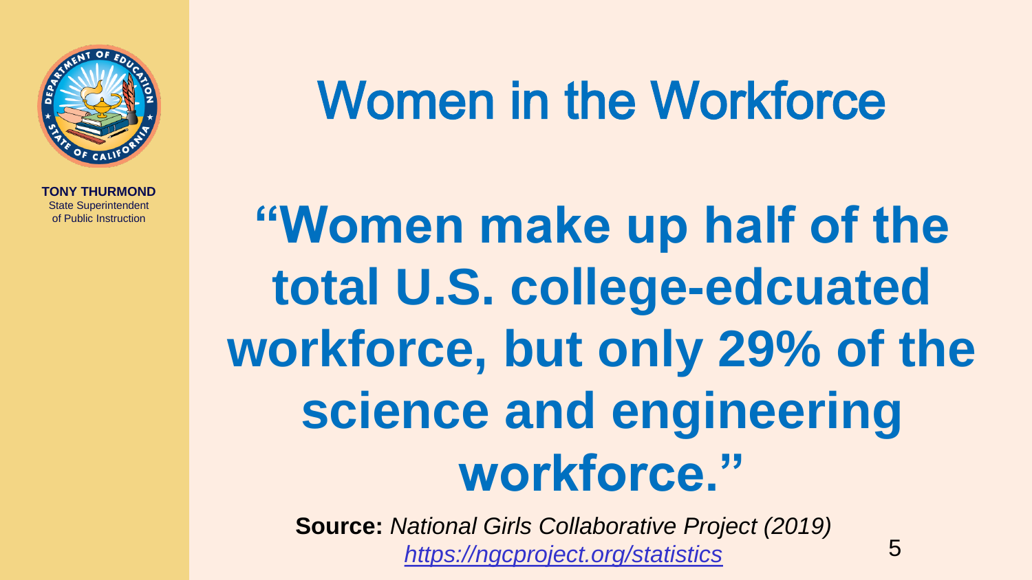TONY THURMOND
State Superintendent
of Public Instruction

# Women in the Workforce

**"Women make up half of the total U.S. college-edcuated workforce, but only 29% of the science and engineering workforce."**

**Source:** *National Girls Collaborative Project (2019)*
*https://ngcproject.org/statistics*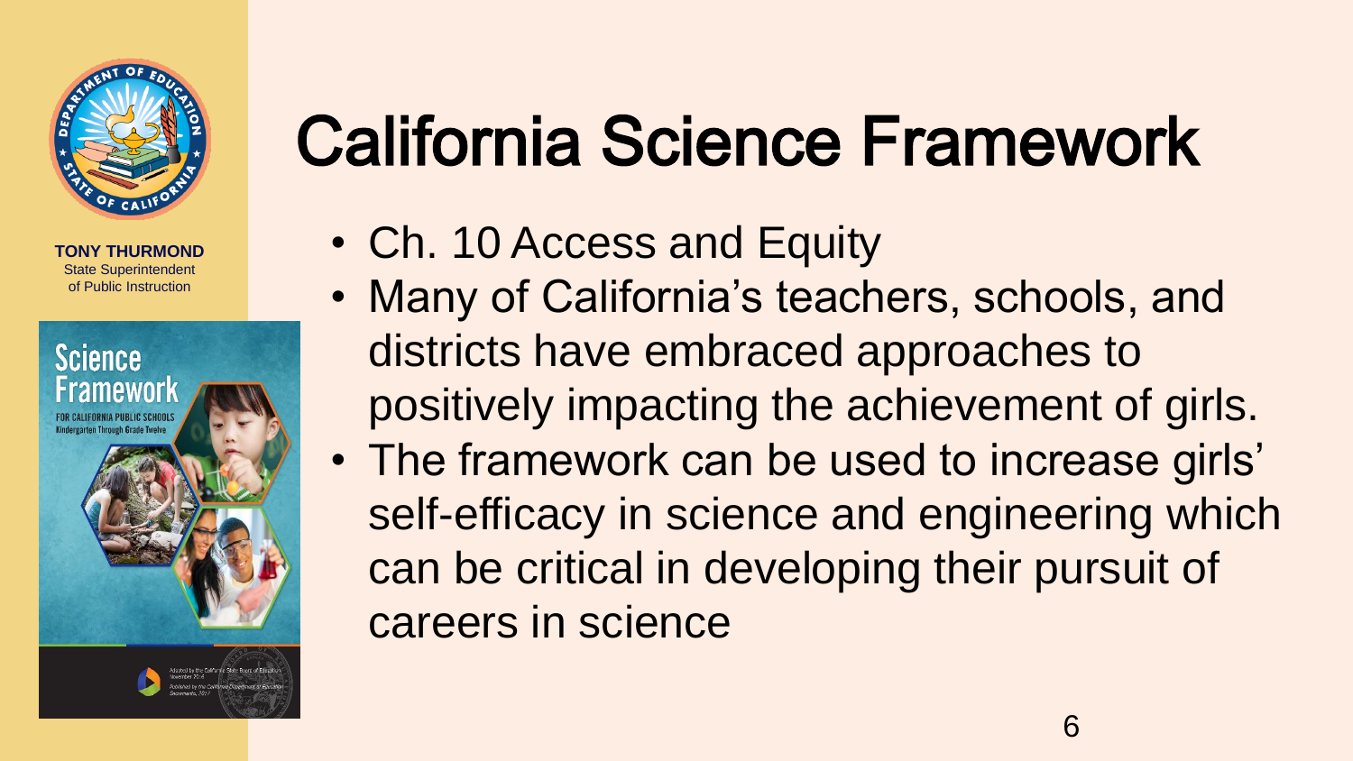**TONY THURMOND**
State Superintendent
of Public Instruction

# California Science Framework

- Ch. 10 Access and Equity
- Many of California's teachers, schools, and districts have embraced approaches to positively impacting the achievement of girls.
- The framework can be used to increase girls' self-efficacy in science and engineering which can be critical in developing their pursuit of careers in science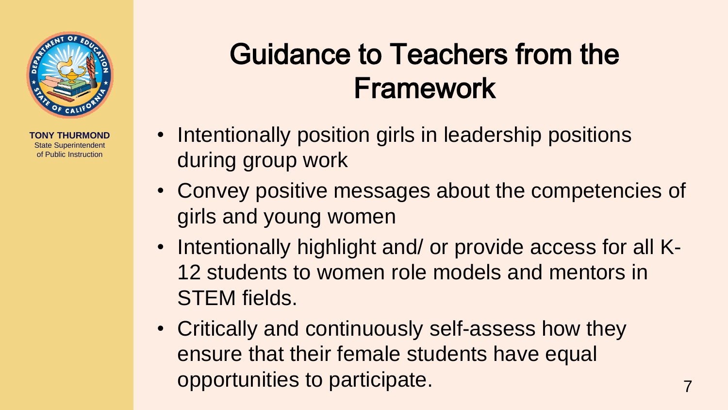TONY THURMOND
State Superintendent of Public Instruction

# Guidance to Teachers from the Framework

- Intentionally position girls in leadership positions during group work
- Convey positive messages about the competencies of girls and young women
- Intentionally highlight and/ or provide access for all K-12 students to women role models and mentors in STEM fields.
- Critically and continuously self-assess how they ensure that their female students have equal opportunities to participate.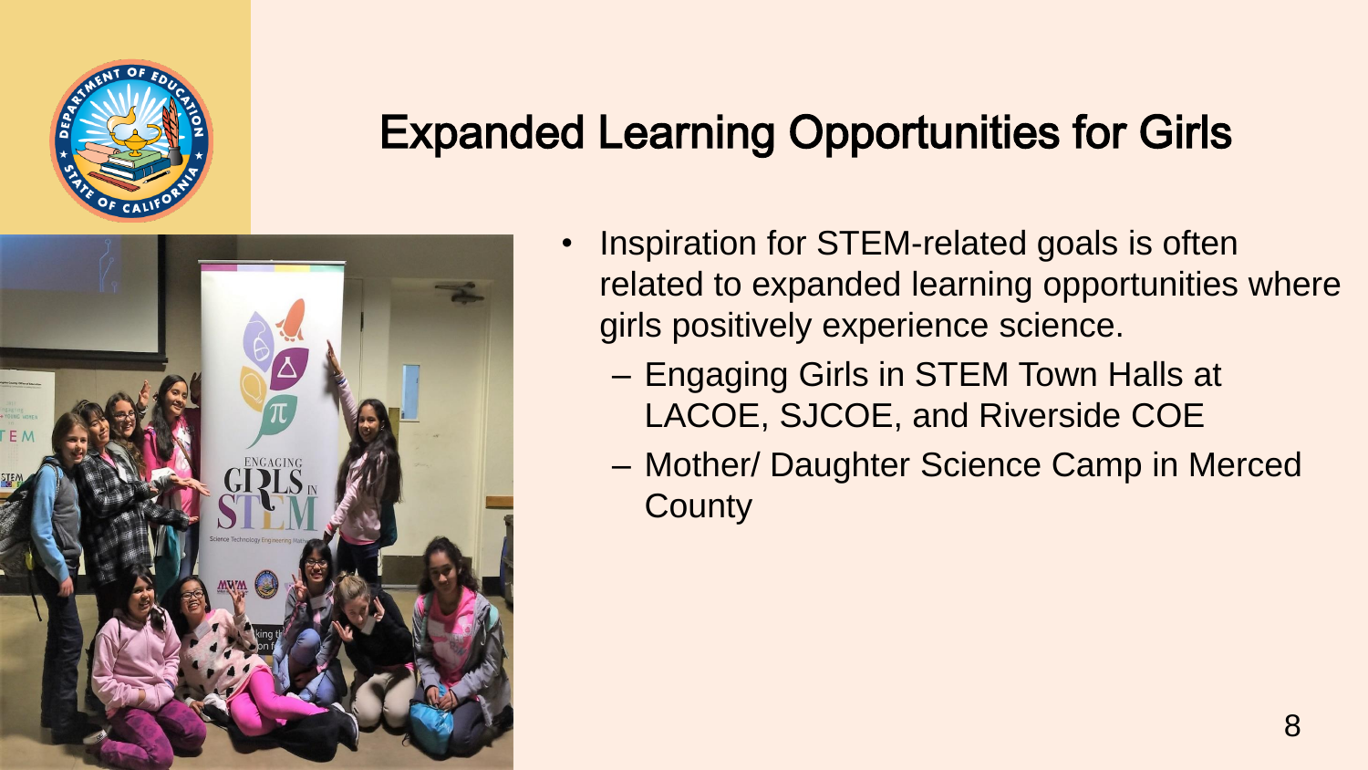# Expanded Learning Opportunities for Girls

- Inspiration for STEM-related goals is often related to expanded learning opportunities where girls positively experience science.
  - Engaging Girls in STEM Town Halls at LACOE, SJCOE, and Riverside COE
  - Mother/ Daughter Science Camp in Merced County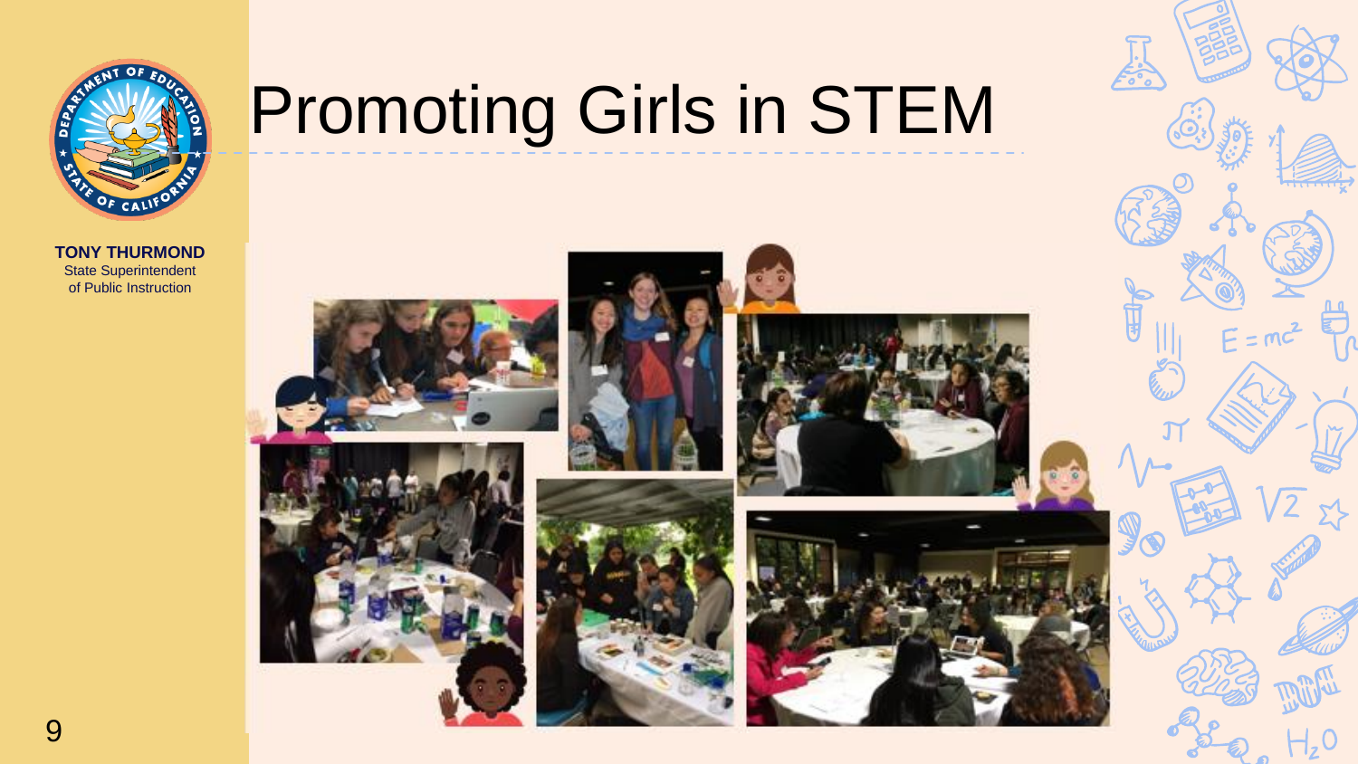TONY THURMOND
State Superintendent
of Public Instruction

# Promoting Girls in STEM